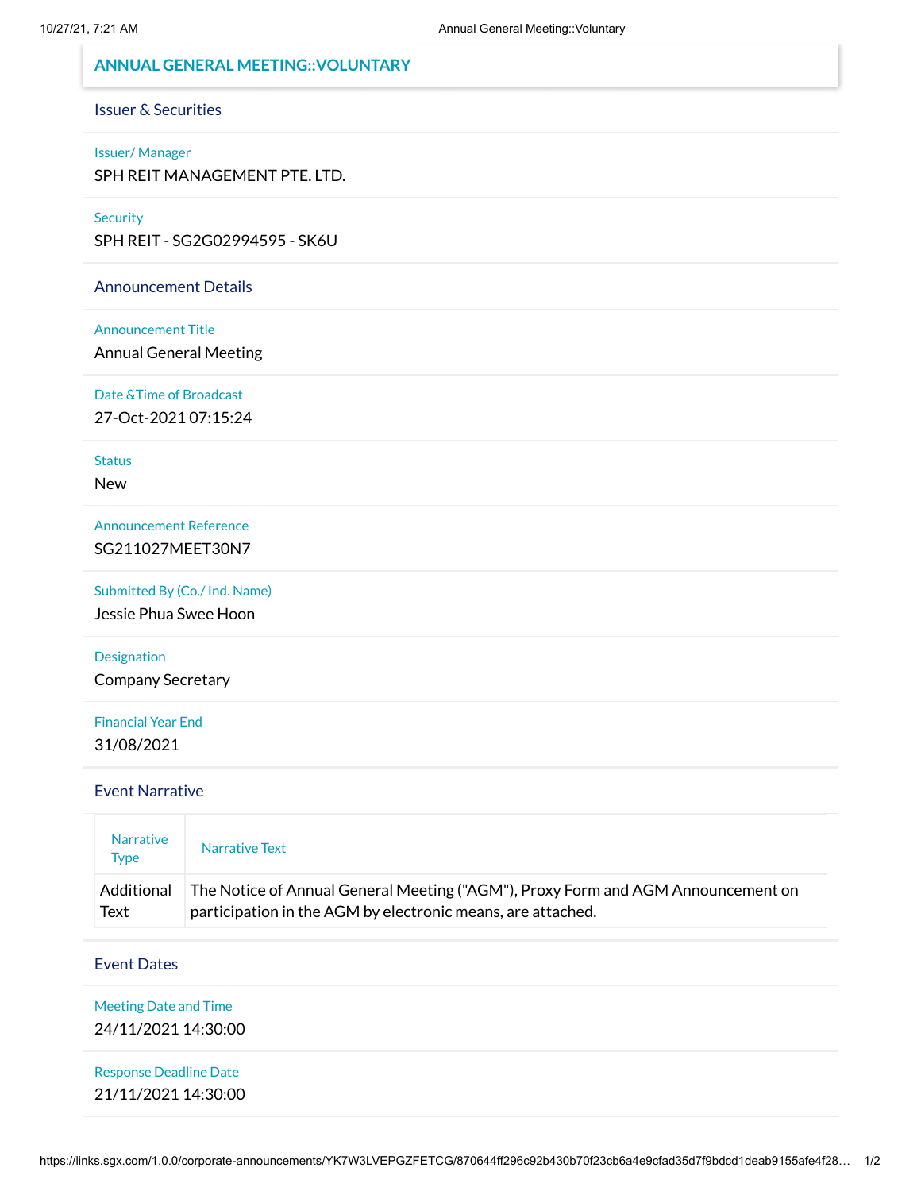# ANNUAL GENERAL MEETING::VOLUNTARY

## Issuer & Securities

**Issuer/ Manager**

SPH REIT MANAGEMENT PTE. LTD.

**Security**

SPH REIT - SG2G02994595 - SK6U

## Announcement Details

**Announcement Title**

Annual General Meeting

**Date &Time of Broadcast**

27-Oct-2021 07:15:24

**Status**

New

**Announcement Reference**

SG211027MEET30N7

**Submitted By (Co./ Ind. Name)**

Jessie Phua Swee Hoon

**Designation**

Company Secretary

**Financial Year End**

31/08/2021

## Event Narrative

| Narrative Type | Narrative Text |
|---|---|
| Additional Text | The Notice of Annual General Meeting ("AGM"), Proxy Form and AGM Announcement on participation in the AGM by electronic means, are attached. |

## Event Dates

**Meeting Date and Time**

24/11/2021 14:30:00

**Response Deadline Date**

21/11/2021 14:30:00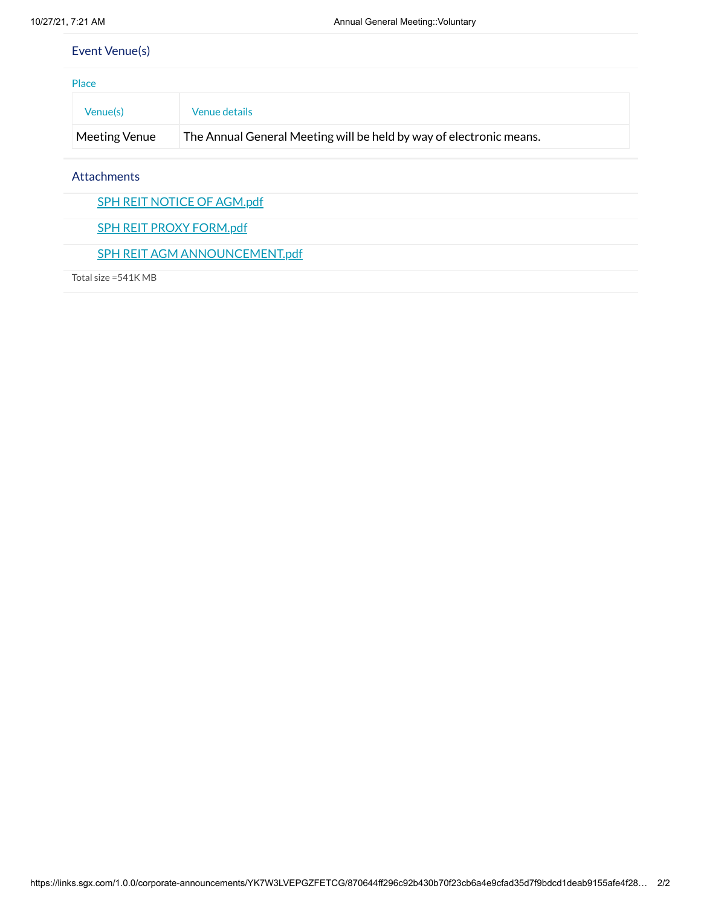## Event Venue(s)

### Place

| Venue(s) | Venue details |
| --- | --- |
| Meeting Venue | The Annual General Meeting will be held by way of electronic means. |

## Attachments

- SPH REIT NOTICE OF AGM.pdf
- SPH REIT PROXY FORM.pdf
- SPH REIT AGM ANNOUNCEMENT.pdf

Total size =541K MB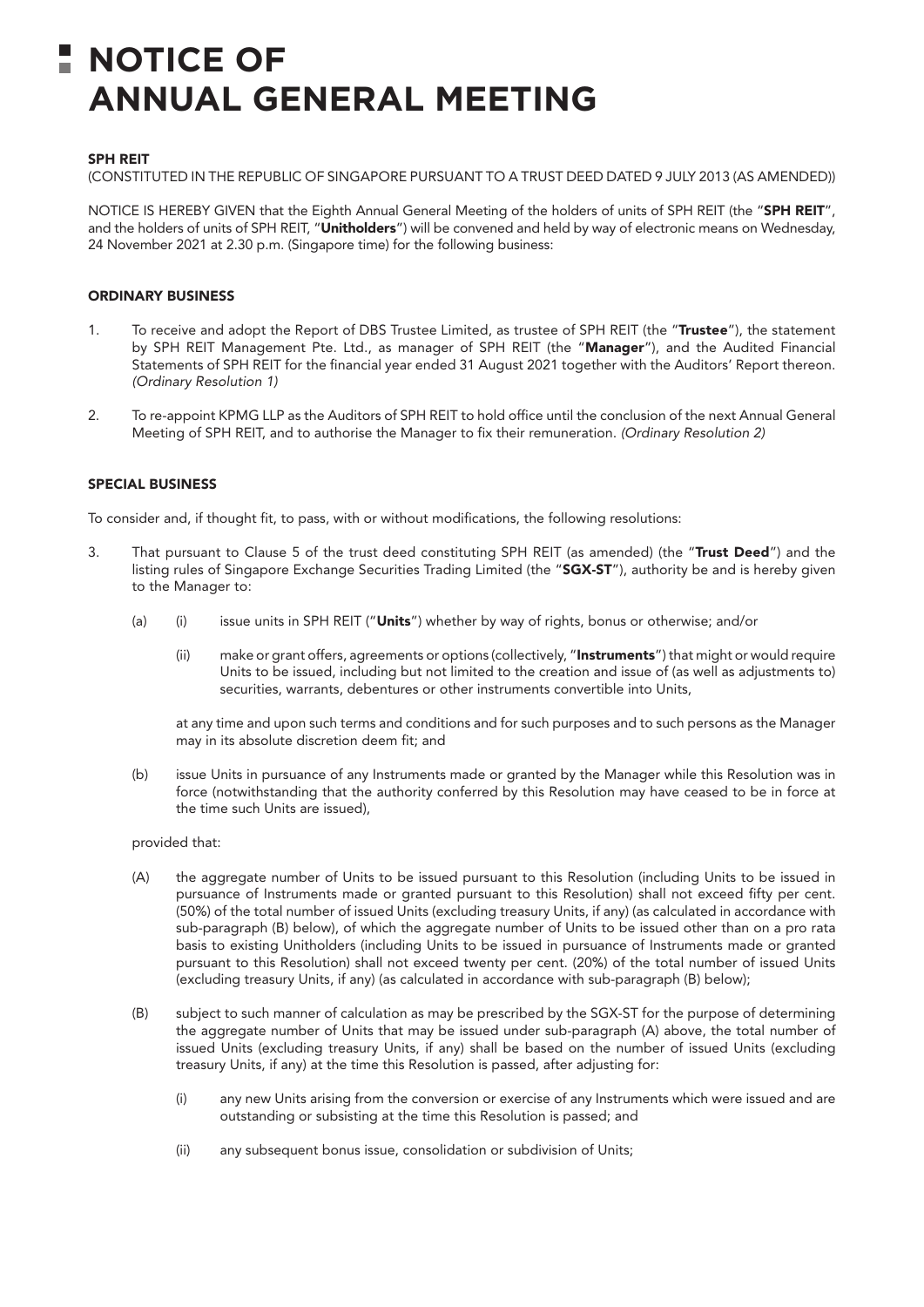# NOTICE OF ANNUAL GENERAL MEETING

**SPH REIT**

(CONSTITUTED IN THE REPUBLIC OF SINGAPORE PURSUANT TO A TRUST DEED DATED 9 JULY 2013 (AS AMENDED))

NOTICE IS HEREBY GIVEN that the Eighth Annual General Meeting of the holders of units of SPH REIT (the "**SPH REIT**", and the holders of units of SPH REIT, "**Unitholders**") will be convened and held by way of electronic means on Wednesday, 24 November 2021 at 2.30 p.m. (Singapore time) for the following business:

**ORDINARY BUSINESS**

1. To receive and adopt the Report of DBS Trustee Limited, as trustee of SPH REIT (the "**Trustee**"), the statement by SPH REIT Management Pte. Ltd., as manager of SPH REIT (the "**Manager**"), and the Audited Financial Statements of SPH REIT for the financial year ended 31 August 2021 together with the Auditors' Report thereon. *(Ordinary Resolution 1)*

2. To re-appoint KPMG LLP as the Auditors of SPH REIT to hold office until the conclusion of the next Annual General Meeting of SPH REIT, and to authorise the Manager to fix their remuneration. *(Ordinary Resolution 2)*

**SPECIAL BUSINESS**

To consider and, if thought fit, to pass, with or without modifications, the following resolutions:

3. That pursuant to Clause 5 of the trust deed constituting SPH REIT (as amended) (the "**Trust Deed**") and the listing rules of Singapore Exchange Securities Trading Limited (the "**SGX-ST**"), authority be and is hereby given to the Manager to:

   (a) (i) issue units in SPH REIT ("**Units**") whether by way of rights, bonus or otherwise; and/or

   (ii) make or grant offers, agreements or options (collectively, "**Instruments**") that might or would require Units to be issued, including but not limited to the creation and issue of (as well as adjustments to) securities, warrants, debentures or other instruments convertible into Units,

   at any time and upon such terms and conditions and for such purposes and to such persons as the Manager may in its absolute discretion deem fit; and

   (b) issue Units in pursuance of any Instruments made or granted by the Manager while this Resolution was in force (notwithstanding that the authority conferred by this Resolution may have ceased to be in force at the time such Units are issued),

   provided that:

   (A) the aggregate number of Units to be issued pursuant to this Resolution (including Units to be issued in pursuance of Instruments made or granted pursuant to this Resolution) shall not exceed fifty per cent. (50%) of the total number of issued Units (excluding treasury Units, if any) (as calculated in accordance with sub-paragraph (B) below), of which the aggregate number of Units to be issued other than on a pro rata basis to existing Unitholders (including Units to be issued in pursuance of Instruments made or granted pursuant to this Resolution) shall not exceed twenty per cent. (20%) of the total number of issued Units (excluding treasury Units, if any) (as calculated in accordance with sub-paragraph (B) below);

   (B) subject to such manner of calculation as may be prescribed by the SGX-ST for the purpose of determining the aggregate number of Units that may be issued under sub-paragraph (A) above, the total number of issued Units (excluding treasury Units, if any) shall be based on the number of issued Units (excluding treasury Units, if any) at the time this Resolution is passed, after adjusting for:

   (i) any new Units arising from the conversion or exercise of any Instruments which were issued and are outstanding or subsisting at the time this Resolution is passed; and

   (ii) any subsequent bonus issue, consolidation or subdivision of Units;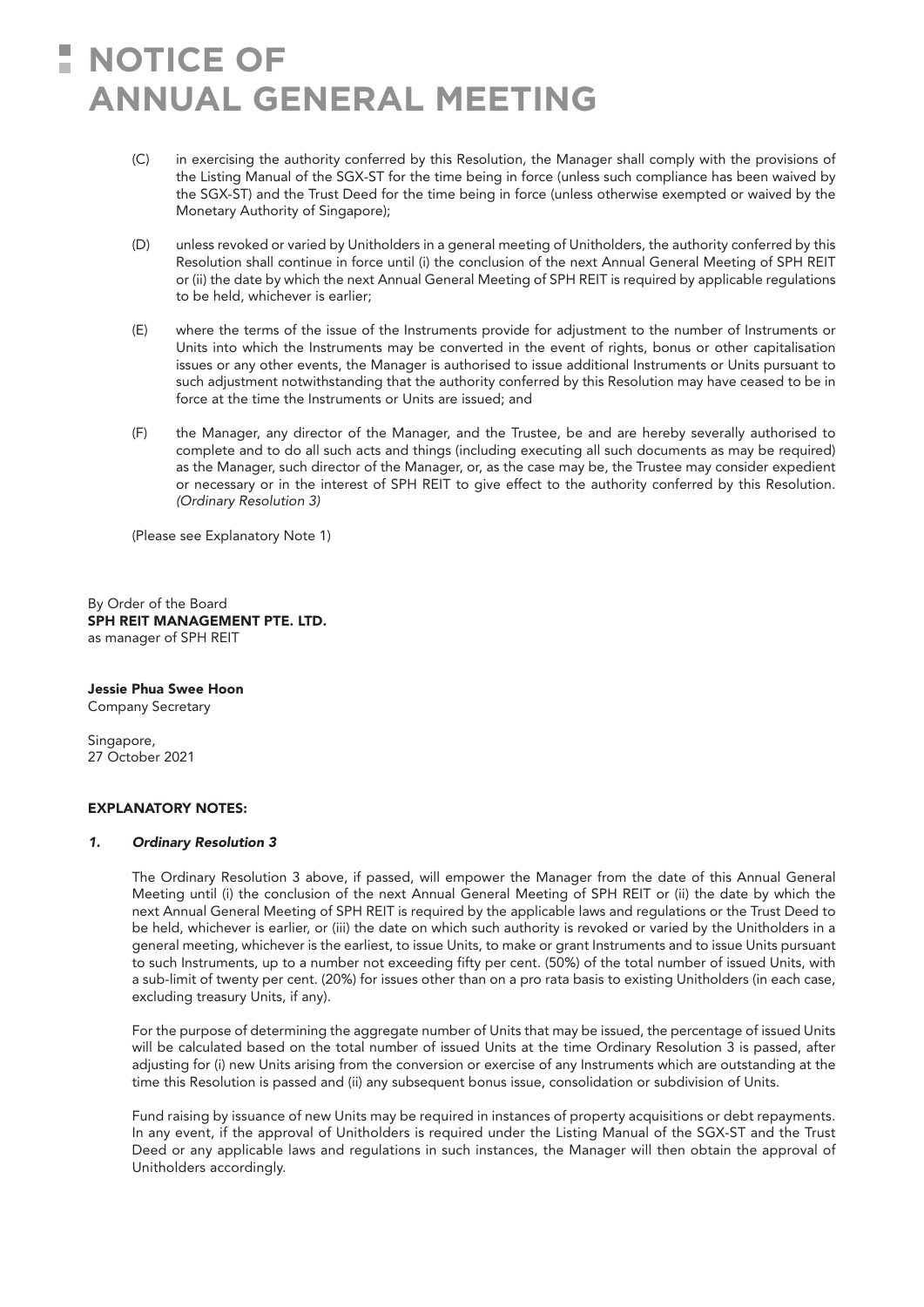# NOTICE OF ANNUAL GENERAL MEETING

(C) in exercising the authority conferred by this Resolution, the Manager shall comply with the provisions of the Listing Manual of the SGX-ST for the time being in force (unless such compliance has been waived by the SGX-ST) and the Trust Deed for the time being in force (unless otherwise exempted or waived by the Monetary Authority of Singapore);

(D) unless revoked or varied by Unitholders in a general meeting of Unitholders, the authority conferred by this Resolution shall continue in force until (i) the conclusion of the next Annual General Meeting of SPH REIT or (ii) the date by which the next Annual General Meeting of SPH REIT is required by applicable regulations to be held, whichever is earlier;

(E) where the terms of the issue of the Instruments provide for adjustment to the number of Instruments or Units into which the Instruments may be converted in the event of rights, bonus or other capitalisation issues or any other events, the Manager is authorised to issue additional Instruments or Units pursuant to such adjustment notwithstanding that the authority conferred by this Resolution may have ceased to be in force at the time the Instruments or Units are issued; and

(F) the Manager, any director of the Manager, and the Trustee, be and are hereby severally authorised to complete and to do all such acts and things (including executing all such documents as may be required) as the Manager, such director of the Manager, or, as the case may be, the Trustee may consider expedient or necessary or in the interest of SPH REIT to give effect to the authority conferred by this Resolution. *(Ordinary Resolution 3)*

(Please see Explanatory Note 1)

By Order of the Board
**SPH REIT MANAGEMENT PTE. LTD.**
as manager of SPH REIT

**Jessie Phua Swee Hoon**
Company Secretary

Singapore,
27 October 2021

**EXPLANATORY NOTES:**

***1. Ordinary Resolution 3***

The Ordinary Resolution 3 above, if passed, will empower the Manager from the date of this Annual General Meeting until (i) the conclusion of the next Annual General Meeting of SPH REIT or (ii) the date by which the next Annual General Meeting of SPH REIT is required by the applicable laws and regulations or the Trust Deed to be held, whichever is earlier, or (iii) the date on which such authority is revoked or varied by the Unitholders in a general meeting, whichever is the earliest, to issue Units, to make or grant Instruments and to issue Units pursuant to such Instruments, up to a number not exceeding fifty per cent. (50%) of the total number of issued Units, with a sub-limit of twenty per cent. (20%) for issues other than on a pro rata basis to existing Unitholders (in each case, excluding treasury Units, if any).

For the purpose of determining the aggregate number of Units that may be issued, the percentage of issued Units will be calculated based on the total number of issued Units at the time Ordinary Resolution 3 is passed, after adjusting for (i) new Units arising from the conversion or exercise of any Instruments which are outstanding at the time this Resolution is passed and (ii) any subsequent bonus issue, consolidation or subdivision of Units.

Fund raising by issuance of new Units may be required in instances of property acquisitions or debt repayments. In any event, if the approval of Unitholders is required under the Listing Manual of the SGX-ST and the Trust Deed or any applicable laws and regulations in such instances, the Manager will then obtain the approval of Unitholders accordingly.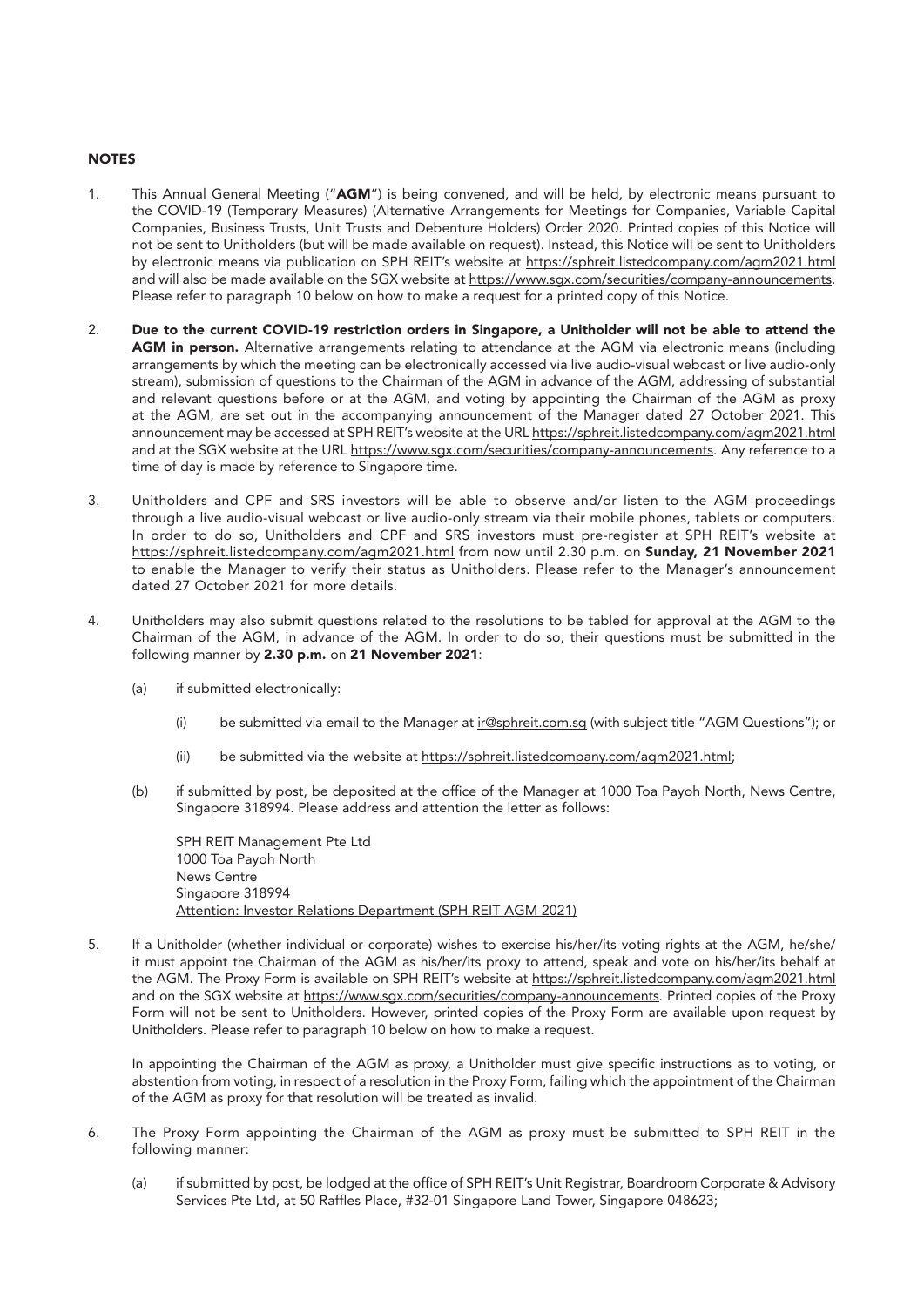## NOTES

1. This Annual General Meeting ("**AGM**") is being convened, and will be held, by electronic means pursuant to the COVID-19 (Temporary Measures) (Alternative Arrangements for Meetings for Companies, Variable Capital Companies, Business Trusts, Unit Trusts and Debenture Holders) Order 2020. Printed copies of this Notice will not be sent to Unitholders (but will be made available on request). Instead, this Notice will be sent to Unitholders by electronic means via publication on SPH REIT's website at https://sphreit.listedcompany.com/agm2021.html and will also be made available on the SGX website at https://www.sgx.com/securities/company-announcements. Please refer to paragraph 10 below on how to make a request for a printed copy of this Notice.

2. **Due to the current COVID-19 restriction orders in Singapore, a Unitholder will not be able to attend the AGM in person.** Alternative arrangements relating to attendance at the AGM via electronic means (including arrangements by which the meeting can be electronically accessed via live audio-visual webcast or live audio-only stream), submission of questions to the Chairman of the AGM in advance of the AGM, addressing of substantial and relevant questions before or at the AGM, and voting by appointing the Chairman of the AGM as proxy at the AGM, are set out in the accompanying announcement of the Manager dated 27 October 2021. This announcement may be accessed at SPH REIT's website at the URL https://sphreit.listedcompany.com/agm2021.html and at the SGX website at the URL https://www.sgx.com/securities/company-announcements. Any reference to a time of day is made by reference to Singapore time.

3. Unitholders and CPF and SRS investors will be able to observe and/or listen to the AGM proceedings through a live audio-visual webcast or live audio-only stream via their mobile phones, tablets or computers. In order to do so, Unitholders and CPF and SRS investors must pre-register at SPH REIT's website at https://sphreit.listedcompany.com/agm2021.html from now until 2.30 p.m. on **Sunday, 21 November 2021** to enable the Manager to verify their status as Unitholders. Please refer to the Manager's announcement dated 27 October 2021 for more details.

4. Unitholders may also submit questions related to the resolutions to be tabled for approval at the AGM to the Chairman of the AGM, in advance of the AGM. In order to do so, their questions must be submitted in the following manner by **2.30 p.m.** on **21 November 2021**:

   (a) if submitted electronically:

      (i) be submitted via email to the Manager at ir@sphreit.com.sg (with subject title "AGM Questions"); or

      (ii) be submitted via the website at https://sphreit.listedcompany.com/agm2021.html;

   (b) if submitted by post, be deposited at the office of the Manager at 1000 Toa Payoh North, News Centre, Singapore 318994. Please address and attention the letter as follows:

      SPH REIT Management Pte Ltd
      1000 Toa Payoh North
      News Centre
      Singapore 318994
      Attention: Investor Relations Department (SPH REIT AGM 2021)

5. If a Unitholder (whether individual or corporate) wishes to exercise his/her/its voting rights at the AGM, he/she/it must appoint the Chairman of the AGM as his/her/its proxy to attend, speak and vote on his/her/its behalf at the AGM. The Proxy Form is available on SPH REIT's website at https://sphreit.listedcompany.com/agm2021.html and on the SGX website at https://www.sgx.com/securities/company-announcements. Printed copies of the Proxy Form will not be sent to Unitholders. However, printed copies of the Proxy Form are available upon request by Unitholders. Please refer to paragraph 10 below on how to make a request.

   In appointing the Chairman of the AGM as proxy, a Unitholder must give specific instructions as to voting, or abstention from voting, in respect of a resolution in the Proxy Form, failing which the appointment of the Chairman of the AGM as proxy for that resolution will be treated as invalid.

6. The Proxy Form appointing the Chairman of the AGM as proxy must be submitted to SPH REIT in the following manner:

   (a) if submitted by post, be lodged at the office of SPH REIT's Unit Registrar, Boardroom Corporate & Advisory Services Pte Ltd, at 50 Raffles Place, #32-01 Singapore Land Tower, Singapore 048623;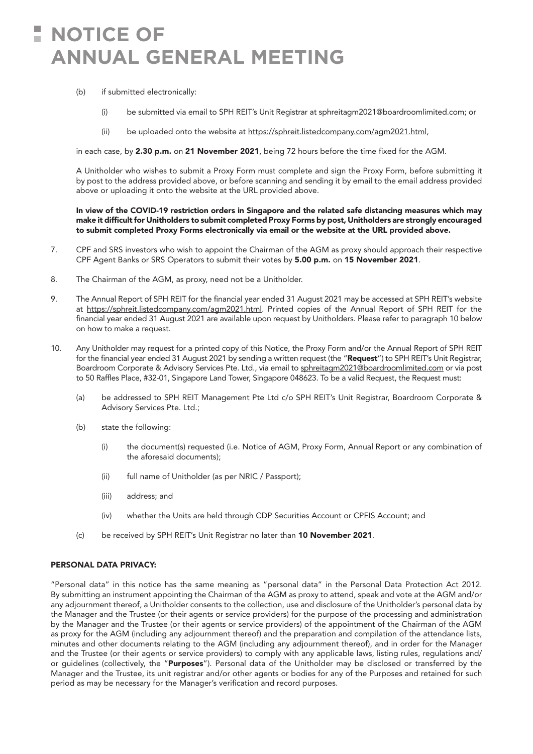# NOTICE OF ANNUAL GENERAL MEETING

(b) if submitted electronically:

(i) be submitted via email to SPH REIT's Unit Registrar at sphreitagm2021@boardroomlimited.com; or

(ii) be uploaded onto the website at https://sphreit.listedcompany.com/agm2021.html,

in each case, by **2.30 p.m.** on **21 November 2021**, being 72 hours before the time fixed for the AGM.

A Unitholder who wishes to submit a Proxy Form must complete and sign the Proxy Form, before submitting it by post to the address provided above, or before scanning and sending it by email to the email address provided above or uploading it onto the website at the URL provided above.

**In view of the COVID-19 restriction orders in Singapore and the related safe distancing measures which may make it difficult for Unitholders to submit completed Proxy Forms by post, Unitholders are strongly encouraged to submit completed Proxy Forms electronically via email or the website at the URL provided above.**

7. CPF and SRS investors who wish to appoint the Chairman of the AGM as proxy should approach their respective CPF Agent Banks or SRS Operators to submit their votes by **5.00 p.m.** on **15 November 2021**.

8. The Chairman of the AGM, as proxy, need not be a Unitholder.

9. The Annual Report of SPH REIT for the financial year ended 31 August 2021 may be accessed at SPH REIT's website at https://sphreit.listedcompany.com/agm2021.html. Printed copies of the Annual Report of SPH REIT for the financial year ended 31 August 2021 are available upon request by Unitholders. Please refer to paragraph 10 below on how to make a request.

10. Any Unitholder may request for a printed copy of this Notice, the Proxy Form and/or the Annual Report of SPH REIT for the financial year ended 31 August 2021 by sending a written request (the "**Request**") to SPH REIT's Unit Registrar, Boardroom Corporate & Advisory Services Pte. Ltd., via email to sphreitagm2021@boardroomlimited.com or via post to 50 Raffles Place, #32-01, Singapore Land Tower, Singapore 048623. To be a valid Request, the Request must:

    (a) be addressed to SPH REIT Management Pte Ltd c/o SPH REIT's Unit Registrar, Boardroom Corporate & Advisory Services Pte. Ltd.;

    (b) state the following:

    (i) the document(s) requested (i.e. Notice of AGM, Proxy Form, Annual Report or any combination of the aforesaid documents);

    (ii) full name of Unitholder (as per NRIC / Passport);

    (iii) address; and

    (iv) whether the Units are held through CDP Securities Account or CPFIS Account; and

    (c) be received by SPH REIT's Unit Registrar no later than **10 November 2021**.

**PERSONAL DATA PRIVACY:**

"Personal data" in this notice has the same meaning as "personal data" in the Personal Data Protection Act 2012. By submitting an instrument appointing the Chairman of the AGM as proxy to attend, speak and vote at the AGM and/or any adjournment thereof, a Unitholder consents to the collection, use and disclosure of the Unitholder's personal data by the Manager and the Trustee (or their agents or service providers) for the purpose of the processing and administration by the Manager and the Trustee (or their agents or service providers) of the appointment of the Chairman of the AGM as proxy for the AGM (including any adjournment thereof) and the preparation and compilation of the attendance lists, minutes and other documents relating to the AGM (including any adjournment thereof), and in order for the Manager and the Trustee (or their agents or service providers) to comply with any applicable laws, listing rules, regulations and/or guidelines (collectively, the "**Purposes**"). Personal data of the Unitholder may be disclosed or transferred by the Manager and the Trustee, its unit registrar and/or other agents or bodies for any of the Purposes and retained for such period as may be necessary for the Manager's verification and record purposes.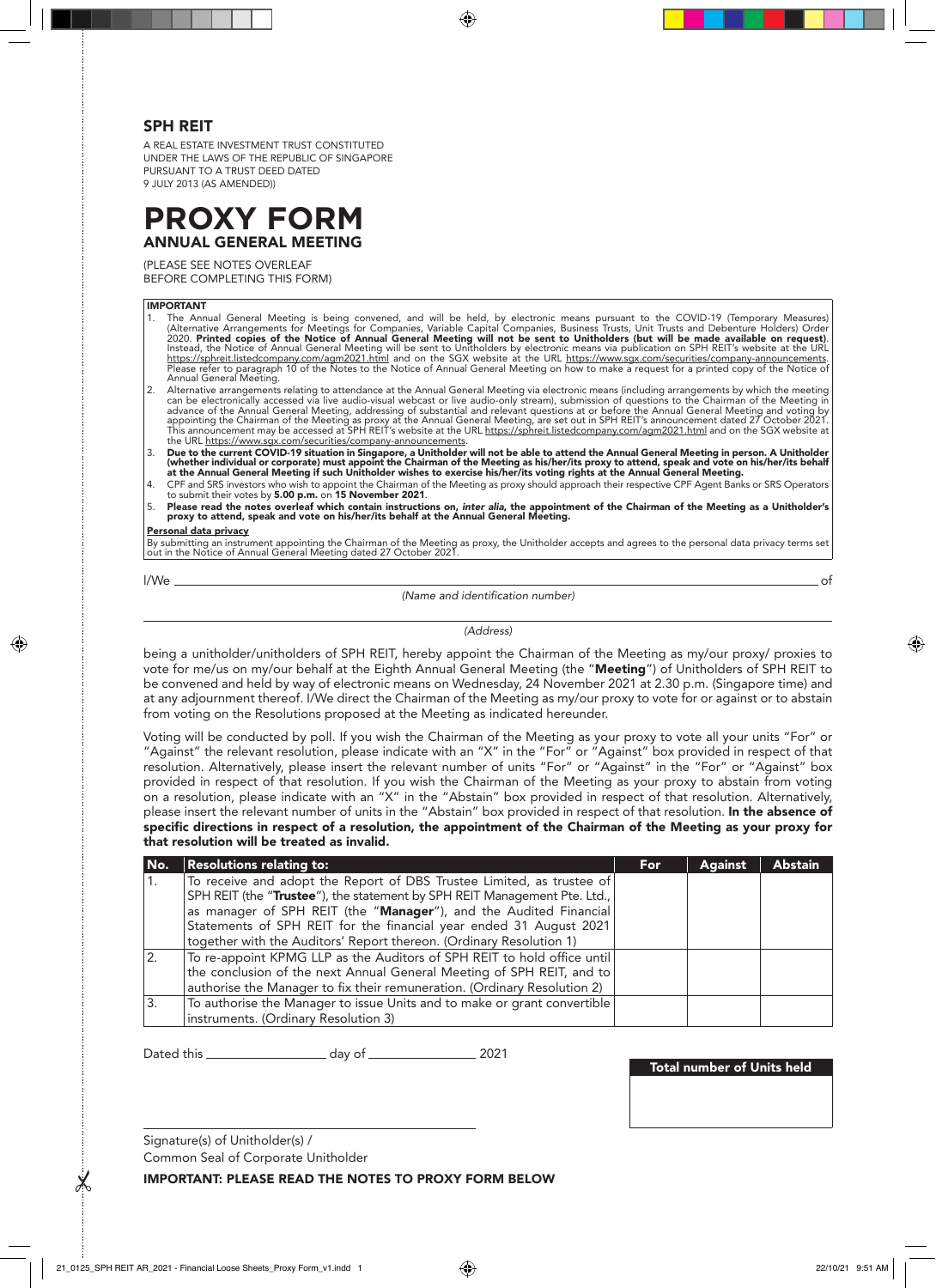## SPH REIT

A REAL ESTATE INVESTMENT TRUST CONSTITUTED UNDER THE LAWS OF THE REPUBLIC OF SINGAPORE PURSUANT TO A TRUST DEED DATED 9 JULY 2013 (AS AMENDED))

# PROXY FORM

## ANNUAL GENERAL MEETING

(PLEASE SEE NOTES OVERLEAF BEFORE COMPLETING THIS FORM)

**IMPORTANT**

1. The Annual General Meeting is being convened, and will be held, by electronic means pursuant to the COVID-19 (Temporary Measures) (Alternative Arrangements for Meetings for Companies, Variable Capital Companies, Business Trusts, Unit Trusts and Debenture Holders) Order 2020. **Printed copies of the Notice of Annual General Meeting will not be sent to Unitholders (but will be made available on request)**. Instead, the Notice of Annual General Meeting will be sent to Unitholders by electronic means via publication on SPH REIT's website at the URL https://sphreit.listedcompany.com/agm2021.html and on the SGX website at the URL https://www.sgx.com/securities/company-announcements. Please refer to paragraph 10 of the Notes to the Notice of Annual General Meeting on how to make a request for a printed copy of the Notice of Annual General Meeting.
2. Alternative arrangements relating to attendance at the Annual General Meeting via electronic means (including arrangements by which the meeting can be electronically accessed via live audio-visual webcast or live audio-only stream), submission of questions to the Chairman of the Meeting in advance of the Annual General Meeting, addressing of substantial and relevant questions at or before the Annual General Meeting and voting by appointing the Chairman of the Meeting as proxy at the Annual General Meeting, are set out in SPH REIT's announcement dated 27 October 2021. This announcement may be accessed at SPH REIT's website at the URL https://sphreit.listedcompany.com/agm2021.html and on the SGX website at the URL https://www.sgx.com/securities/company-announcements.
3. **Due to the current COVID-19 situation in Singapore, a Unitholder will not be able to attend the Annual General Meeting in person. A Unitholder (whether individual or corporate) must appoint the Chairman of the Meeting as his/her/its proxy to attend, speak and vote on his/her/its behalf at the Annual General Meeting if such Unitholder wishes to exercise his/her/its voting rights at the Annual General Meeting.**
4. CPF and SRS investors who wish to appoint the Chairman of the Meeting as proxy should approach their respective CPF Agent Banks or SRS Operators to submit their votes by **5.00 p.m.** on **15 November 2021**.
5. **Please read the notes overleaf which contain instructions on, *inter alia*, the appointment of the Chairman of the Meeting as a Unitholder's proxy to attend, speak and vote on his/her/its behalf at the Annual General Meeting.**

**Personal data privacy**

By submitting an instrument appointing the Chairman of the Meeting as proxy, the Unitholder accepts and agrees to the personal data privacy terms set out in the Notice of Annual General Meeting dated 27 October 2021.

I/We ______________________________________________________________ of
*(Name and identification number)*

______________________________________________________________
*(Address)*

being a unitholder/unitholders of SPH REIT, hereby appoint the Chairman of the Meeting as my/our proxy/ proxies to vote for me/us on my/our behalf at the Eighth Annual General Meeting (the "**Meeting**") of Unitholders of SPH REIT to be convened and held by way of electronic means on Wednesday, 24 November 2021 at 2.30 p.m. (Singapore time) and at any adjournment thereof. I/We direct the Chairman of the Meeting as my/our proxy to vote for or against or to abstain from voting on the Resolutions proposed at the Meeting as indicated hereunder.

Voting will be conducted by poll. If you wish the Chairman of the Meeting as your proxy to vote all your units "For" or "Against" the relevant resolution, please indicate with an "X" in the "For" or "Against" box provided in respect of that resolution. Alternatively, please insert the relevant number of units "For" or "Against" in the "For" or "Against" box provided in respect of that resolution. If you wish the Chairman of the Meeting as your proxy to abstain from voting on a resolution, please indicate with an "X" in the "Abstain" box provided in respect of that resolution. Alternatively, please insert the relevant number of units in the "Abstain" box provided in respect of that resolution. **In the absence of specific directions in respect of a resolution, the appointment of the Chairman of the Meeting as your proxy for that resolution will be treated as invalid.**

| No. | Resolutions relating to: | For | Against | Abstain |
|---|---|---|---|---|
| 1. | To receive and adopt the Report of DBS Trustee Limited, as trustee of SPH REIT (the "**Trustee**"), the statement by SPH REIT Management Pte. Ltd., as manager of SPH REIT (the "**Manager**"), and the Audited Financial Statements of SPH REIT for the financial year ended 31 August 2021 together with the Auditors' Report thereon. (Ordinary Resolution 1) | | | |
| 2. | To re-appoint KPMG LLP as the Auditors of SPH REIT to hold office until the conclusion of the next Annual General Meeting of SPH REIT, and to authorise the Manager to fix their remuneration. (Ordinary Resolution 2) | | | |
| 3. | To authorise the Manager to issue Units and to make or grant convertible instruments. (Ordinary Resolution 3) | | | |

Dated this ________________ day of ________________ 2021

| Total number of Units held |
|---|
| |

______________________________________________
Signature(s) of Unitholder(s) /
Common Seal of Corporate Unitholder

**IMPORTANT: PLEASE READ THE NOTES TO PROXY FORM BELOW**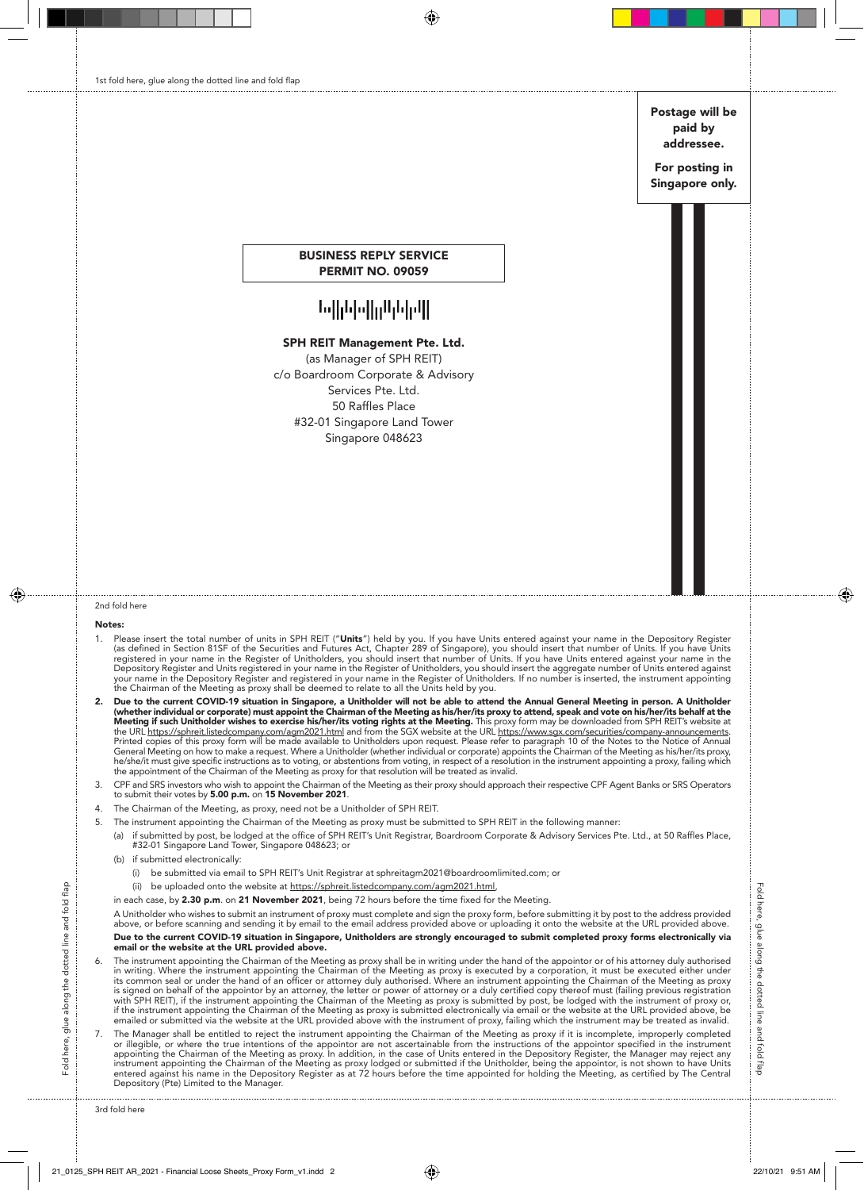1st fold here, glue along the dotted line and fold flap

**Postage will be paid by addressee.**

**For posting in Singapore only.**

**BUSINESS REPLY SERVICE**
**PERMIT NO. 09059**

**SPH REIT Management Pte. Ltd.**
(as Manager of SPH REIT)
c/o Boardroom Corporate & Advisory
Services Pte. Ltd.
50 Raffles Place
#32-01 Singapore Land Tower
Singapore 048623

2nd fold here

**Notes:**

1. Please insert the total number of units in SPH REIT ("**Units**") held by you. If you have Units entered against your name in the Depository Register (as defined in Section 81SF of the Securities and Futures Act, Chapter 289 of Singapore), you should insert that number of Units. If you have Units registered in your name in the Register of Unitholders, you should insert that number of Units. If you have Units entered against your name in the Depository Register and Units registered in your name in the Register of Unitholders, you should insert the aggregate number of Units entered against your name in the Depository Register and registered in your name in the Register of Unitholders. If no number is inserted, the instrument appointing the Chairman of the Meeting as proxy shall be deemed to relate to all the Units held by you.

2. **Due to the current COVID-19 situation in Singapore, a Unitholder will not be able to attend the Annual General Meeting in person. A Unitholder (whether individual or corporate) must appoint the Chairman of the Meeting as his/her/its proxy to attend, speak and vote on his/her/its behalf at the Meeting if such Unitholder wishes to exercise his/her/its voting rights at the Meeting.** This proxy form may be downloaded from SPH REIT's website at the URL https://sphreit.listedcompany.com/agm2021.html and from the SGX website at the URL https://www.sgx.com/securities/company-announcements. Printed copies of this proxy form will be made available to Unitholders upon request. Please refer to paragraph 10 of the Notes to the Notice of Annual General Meeting on how to make a request. Where a Unitholder (whether individual or corporate) appoints the Chairman of the Meeting as his/her/its proxy, he/she/it must give specific instructions as to voting, or abstentions from voting, in respect of a resolution in the instrument appointing a proxy, failing which the appointment of the Chairman of the Meeting as proxy for that resolution will be treated as invalid.

3. CPF and SRS investors who wish to appoint the Chairman of the Meeting as their proxy should approach their respective CPF Agent Banks or SRS Operators to submit their votes by **5.00 p.m.** on **15 November 2021**.

4. The Chairman of the Meeting, as proxy, need not be a Unitholder of SPH REIT.

5. The instrument appointing the Chairman of the Meeting as proxy must be submitted to SPH REIT in the following manner:

   (a) if submitted by post, be lodged at the office of SPH REIT's Unit Registrar, Boardroom Corporate & Advisory Services Pte. Ltd., at 50 Raffles Place, #32-01 Singapore Land Tower, Singapore 048623; or

   (b) if submitted electronically:

      (i) be submitted via email to SPH REIT's Unit Registrar at sphreitagm2021@boardroomlimited.com; or

      (ii) be uploaded onto the website at https://sphreit.listedcompany.com/agm2021.html,

   in each case, by **2.30 p.m**. on **21 November 2021**, being 72 hours before the time fixed for the Meeting.

   A Unitholder who wishes to submit an instrument of proxy must complete and sign the proxy form, before submitting it by post to the address provided above, or before scanning and sending it by email to the email address provided above or uploading it onto the website at the URL provided above.

   **Due to the current COVID-19 situation in Singapore, Unitholders are strongly encouraged to submit completed proxy forms electronically via email or the website at the URL provided above.**

6. The instrument appointing the Chairman of the Meeting as proxy shall be in writing under the hand of the appointor or of his attorney duly authorised in writing. Where the instrument appointing the Chairman of the Meeting as proxy is executed by a corporation, it must be executed either under its common seal or under the hand of an officer or attorney duly authorised. Where an instrument appointing the Chairman of the Meeting as proxy is signed on behalf of the appointor by an attorney, the letter or power of attorney or a duly certified copy thereof must (failing previous registration with SPH REIT), if the instrument appointing the Chairman of the Meeting as proxy is submitted by post, be lodged with the instrument of proxy or, if the instrument appointing the Chairman of the Meeting as proxy is submitted electronically via email or the website at the URL provided above, be emailed or submitted via the website at the URL provided above with the instrument of proxy, failing which the instrument may be treated as invalid.

7. The Manager shall be entitled to reject the instrument appointing the Chairman of the Meeting as proxy if it is incomplete, improperly completed or illegible, or where the true intentions of the appointor are not ascertainable from the instructions of the appointor specified in the instrument appointing the Chairman of the Meeting as proxy. In addition, in the case of Units entered in the Depository Register, the Manager may reject any instrument appointing the Chairman of the Meeting as proxy lodged or submitted if the Unitholder, being the appointor, is not shown to have Units entered against his name in the Depository Register as at 72 hours before the time appointed for holding the Meeting, as certified by The Central Depository (Pte) Limited to the Manager.

3rd fold here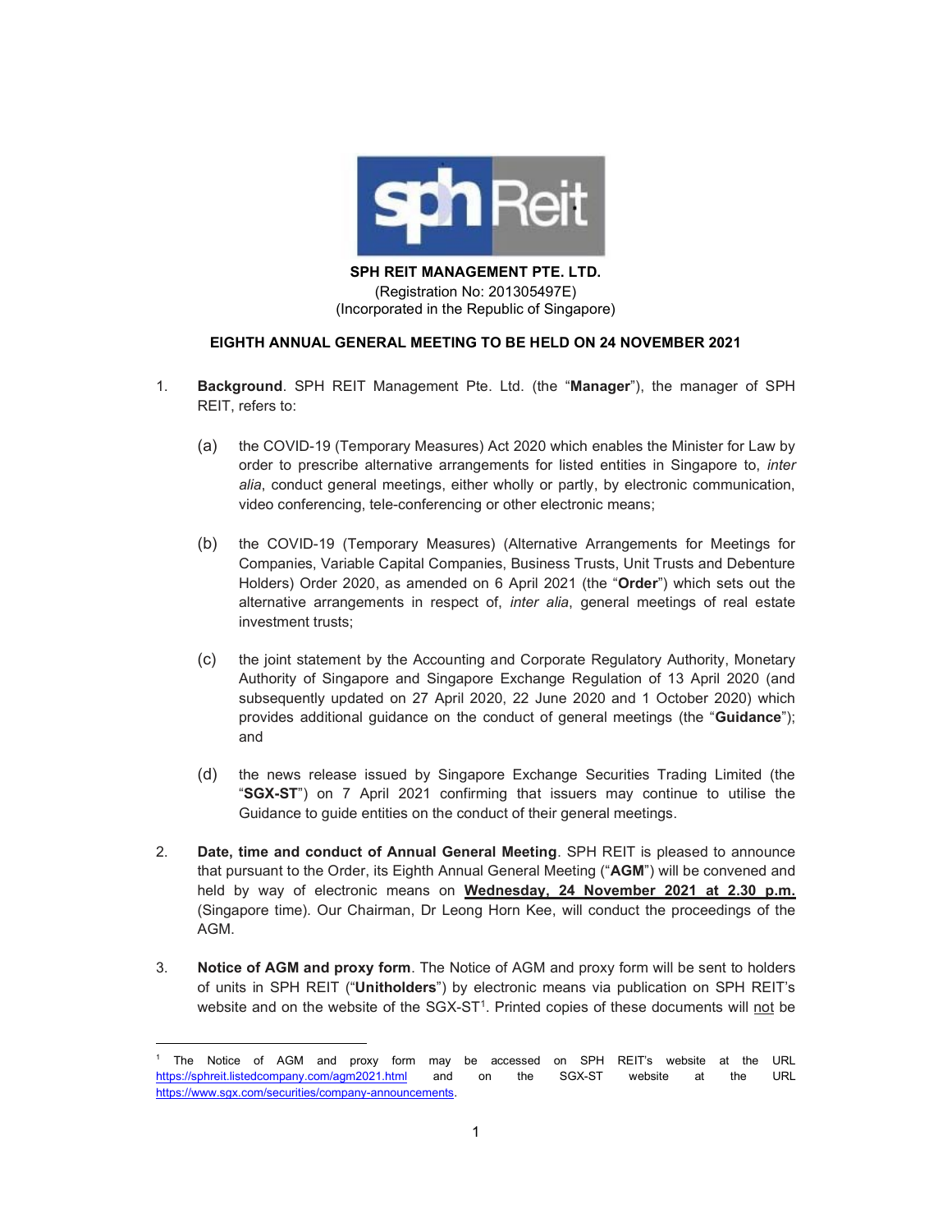**SPH REIT MANAGEMENT PTE. LTD.**
(Registration No: 201305497E)
(Incorporated in the Republic of Singapore)

**EIGHTH ANNUAL GENERAL MEETING TO BE HELD ON 24 NOVEMBER 2021**

1. **Background**. SPH REIT Management Pte. Ltd. (the "**Manager**"), the manager of SPH REIT, refers to:

   (a) the COVID-19 (Temporary Measures) Act 2020 which enables the Minister for Law by order to prescribe alternative arrangements for listed entities in Singapore to, *inter alia*, conduct general meetings, either wholly or partly, by electronic communication, video conferencing, tele-conferencing or other electronic means;

   (b) the COVID-19 (Temporary Measures) (Alternative Arrangements for Meetings for Companies, Variable Capital Companies, Business Trusts, Unit Trusts and Debenture Holders) Order 2020, as amended on 6 April 2021 (the "**Order**") which sets out the alternative arrangements in respect of, *inter alia*, general meetings of real estate investment trusts;

   (c) the joint statement by the Accounting and Corporate Regulatory Authority, Monetary Authority of Singapore and Singapore Exchange Regulation of 13 April 2020 (and subsequently updated on 27 April 2020, 22 June 2020 and 1 October 2020) which provides additional guidance on the conduct of general meetings (the "**Guidance**"); and

   (d) the news release issued by Singapore Exchange Securities Trading Limited (the "**SGX-ST**") on 7 April 2021 confirming that issuers may continue to utilise the Guidance to guide entities on the conduct of their general meetings.

2. **Date, time and conduct of Annual General Meeting**. SPH REIT is pleased to announce that pursuant to the Order, its Eighth Annual General Meeting ("**AGM**") will be convened and held by way of electronic means on <u>**Wednesday, 24 November 2021 at 2.30 p.m.**</u> (Singapore time). Our Chairman, Dr Leong Horn Kee, will conduct the proceedings of the AGM.

3. **Notice of AGM and proxy form**. The Notice of AGM and proxy form will be sent to holders of units in SPH REIT ("**Unitholders**") by electronic means via publication on SPH REIT's website and on the website of the SGX-ST[1]. Printed copies of these documents will <u>not</u> be

[1] The Notice of AGM and proxy form may be accessed on SPH REIT's website at the URL https://sphreit.listedcompany.com/agm2021.html and on the SGX-ST website at the URL https://www.sgx.com/securities/company-announcements.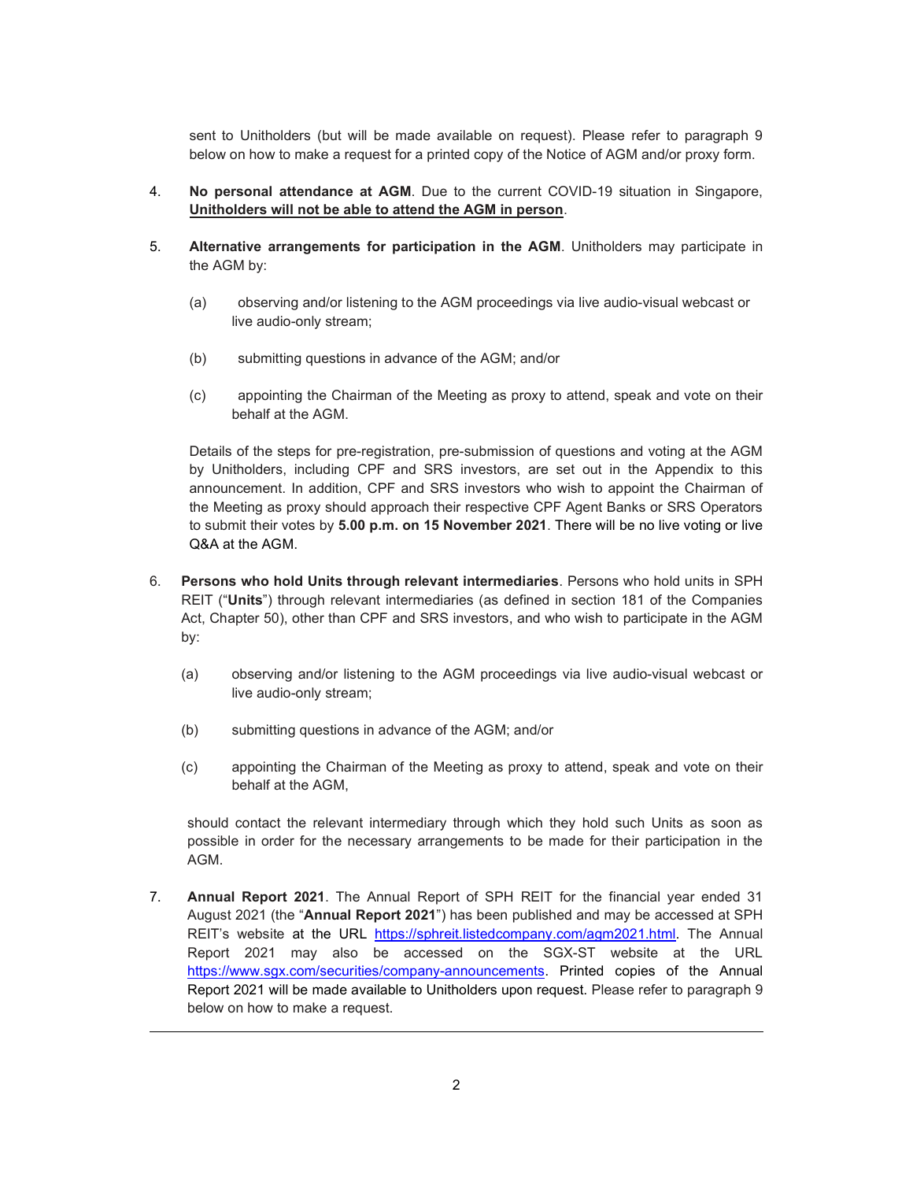sent to Unitholders (but will be made available on request). Please refer to paragraph 9 below on how to make a request for a printed copy of the Notice of AGM and/or proxy form.

4. **No personal attendance at AGM**. Due to the current COVID-19 situation in Singapore, **<u>Unitholders will not be able to attend the AGM in person</u>**.

5. **Alternative arrangements for participation in the AGM**. Unitholders may participate in the AGM by:

   (a) observing and/or listening to the AGM proceedings via live audio-visual webcast or live audio-only stream;

   (b) submitting questions in advance of the AGM; and/or

   (c) appointing the Chairman of the Meeting as proxy to attend, speak and vote on their behalf at the AGM.

   Details of the steps for pre-registration, pre-submission of questions and voting at the AGM by Unitholders, including CPF and SRS investors, are set out in the Appendix to this announcement. In addition, CPF and SRS investors who wish to appoint the Chairman of the Meeting as proxy should approach their respective CPF Agent Banks or SRS Operators to submit their votes by **5.00 p.m. on 15 November 2021**. There will be no live voting or live Q&A at the AGM.

6. **Persons who hold Units through relevant intermediaries**. Persons who hold units in SPH REIT ("**Units**") through relevant intermediaries (as defined in section 181 of the Companies Act, Chapter 50), other than CPF and SRS investors, and who wish to participate in the AGM by:

   (a) observing and/or listening to the AGM proceedings via live audio-visual webcast or live audio-only stream;

   (b) submitting questions in advance of the AGM; and/or

   (c) appointing the Chairman of the Meeting as proxy to attend, speak and vote on their behalf at the AGM,

   should contact the relevant intermediary through which they hold such Units as soon as possible in order for the necessary arrangements to be made for their participation in the AGM.

7. **Annual Report 2021**. The Annual Report of SPH REIT for the financial year ended 31 August 2021 (the "**Annual Report 2021**") has been published and may be accessed at SPH REIT's website at the URL https://sphreit.listedcompany.com/agm2021.html. The Annual Report 2021 may also be accessed on the SGX-ST website at the URL https://www.sgx.com/securities/company-announcements. Printed copies of the Annual Report 2021 will be made available to Unitholders upon request. Please refer to paragraph 9 below on how to make a request.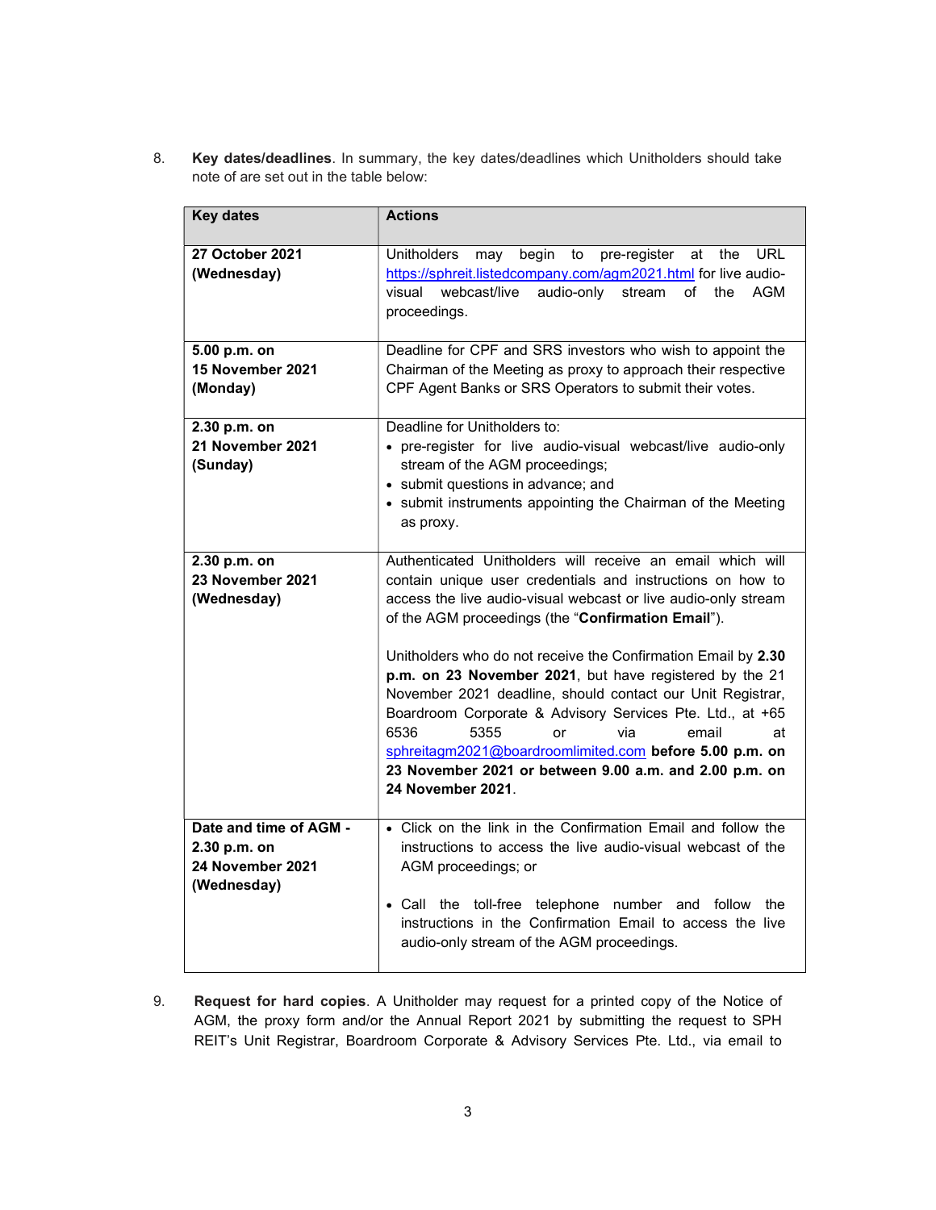8. **Key dates/deadlines**. In summary, the key dates/deadlines which Unitholders should take note of are set out in the table below:

| Key dates | Actions |
|---|---|
| **27 October 2021 (Wednesday)** | Unitholders may begin to pre-register at the URL https://sphreit.listedcompany.com/agm2021.html for live audio-visual webcast/live audio-only stream of the AGM proceedings. |
| **5.00 p.m. on 15 November 2021 (Monday)** | Deadline for CPF and SRS investors who wish to appoint the Chairman of the Meeting as proxy to approach their respective CPF Agent Banks or SRS Operators to submit their votes. |
| **2.30 p.m. on 21 November 2021 (Sunday)** | Deadline for Unitholders to:<br>• pre-register for live audio-visual webcast/live audio-only stream of the AGM proceedings;<br>• submit questions in advance; and<br>• submit instruments appointing the Chairman of the Meeting as proxy. |
| **2.30 p.m. on 23 November 2021 (Wednesday)** | Authenticated Unitholders will receive an email which will contain unique user credentials and instructions on how to access the live audio-visual webcast or live audio-only stream of the AGM proceedings (the "**Confirmation Email**").<br><br>Unitholders who do not receive the Confirmation Email by **2.30 p.m. on 23 November 2021**, but have registered by the 21 November 2021 deadline, should contact our Unit Registrar, Boardroom Corporate & Advisory Services Pte. Ltd., at +65 6536 5355 or via email at sphreitagm2021@boardroomlimited.com **before 5.00 p.m. on 23 November 2021 or between 9.00 a.m. and 2.00 p.m. on 24 November 2021**. |
| **Date and time of AGM - 2.30 p.m. on 24 November 2021 (Wednesday)** | • Click on the link in the Confirmation Email and follow the instructions to access the live audio-visual webcast of the AGM proceedings; or<br><br>• Call the toll-free telephone number and follow the instructions in the Confirmation Email to access the live audio-only stream of the AGM proceedings. |

9. **Request for hard copies**. A Unitholder may request for a printed copy of the Notice of AGM, the proxy form and/or the Annual Report 2021 by submitting the request to SPH REIT's Unit Registrar, Boardroom Corporate & Advisory Services Pte. Ltd., via email to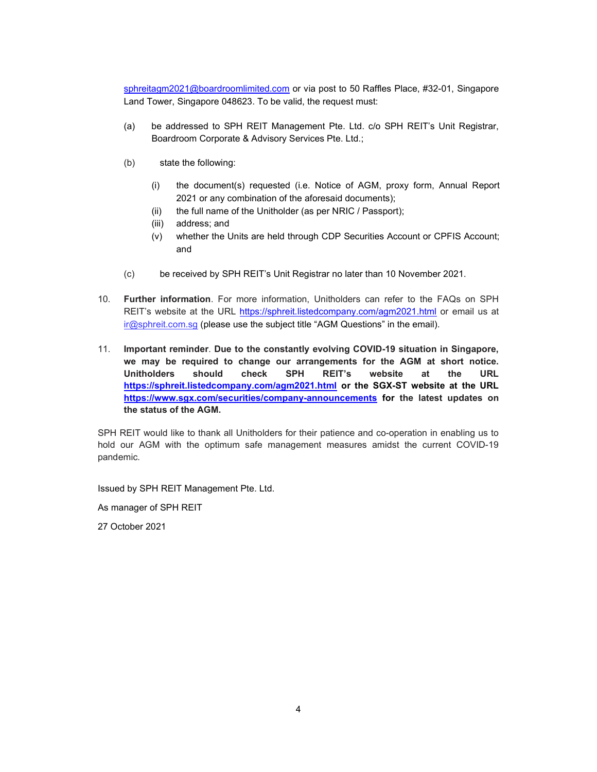sphreitagm2021@boardroomlimited.com or via post to 50 Raffles Place, #32-01, Singapore Land Tower, Singapore 048623. To be valid, the request must:

(a) be addressed to SPH REIT Management Pte. Ltd. c/o SPH REIT's Unit Registrar, Boardroom Corporate & Advisory Services Pte. Ltd.;

(b) state the following:

 (i) the document(s) requested (i.e. Notice of AGM, proxy form, Annual Report 2021 or any combination of the aforesaid documents);
 (ii) the full name of the Unitholder (as per NRIC / Passport);
 (iii) address; and
 (v) whether the Units are held through CDP Securities Account or CPFIS Account; and

(c) be received by SPH REIT's Unit Registrar no later than 10 November 2021.

10. **Further information**. For more information, Unitholders can refer to the FAQs on SPH REIT's website at the URL https://sphreit.listedcompany.com/agm2021.html or email us at ir@sphreit.com.sg (please use the subject title "AGM Questions" in the email).

11. **Important reminder**. **Due to the constantly evolving COVID-19 situation in Singapore, we may be required to change our arrangements for the AGM at short notice. Unitholders should check SPH REIT's website at the URL https://sphreit.listedcompany.com/agm2021.html or the SGX-ST website at the URL https://www.sgx.com/securities/company-announcements for the latest updates on the status of the AGM.**

SPH REIT would like to thank all Unitholders for their patience and co-operation in enabling us to hold our AGM with the optimum safe management measures amidst the current COVID-19 pandemic.

Issued by SPH REIT Management Pte. Ltd.

As manager of SPH REIT

27 October 2021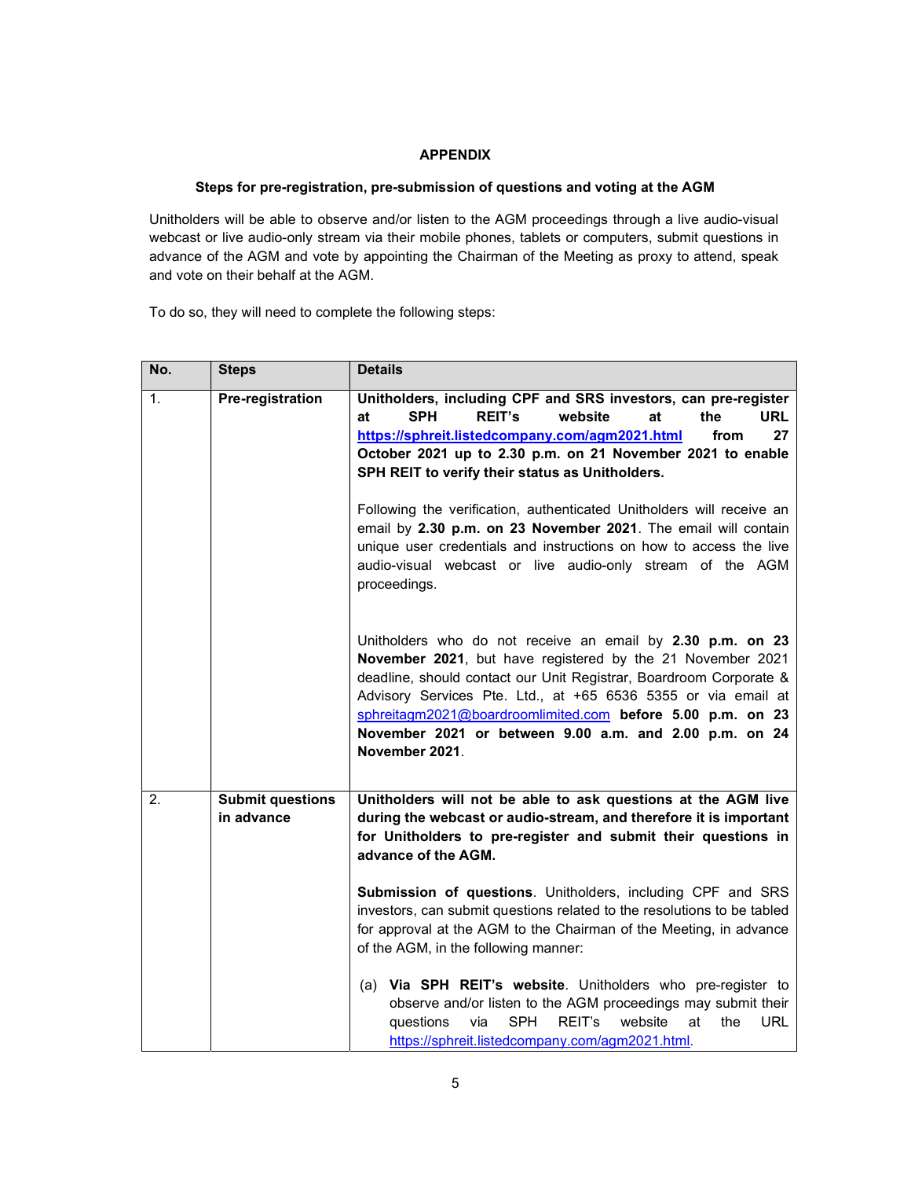**APPENDIX**

**Steps for pre-registration, pre-submission of questions and voting at the AGM**

Unitholders will be able to observe and/or listen to the AGM proceedings through a live audio-visual webcast or live audio-only stream via their mobile phones, tablets or computers, submit questions in advance of the AGM and vote by appointing the Chairman of the Meeting as proxy to attend, speak and vote on their behalf at the AGM.

To do so, they will need to complete the following steps:

| No. | Steps | Details |
|---|---|---|
| 1. | **Pre-registration** | **Unitholders, including CPF and SRS investors, can pre-register at SPH REIT's website at the URL https://sphreit.listedcompany.com/agm2021.html from 27 October 2021 up to 2.30 p.m. on 21 November 2021 to enable SPH REIT to verify their status as Unitholders.**<br><br>Following the verification, authenticated Unitholders will receive an email by **2.30 p.m. on 23 November 2021**. The email will contain unique user credentials and instructions on how to access the live audio-visual webcast or live audio-only stream of the AGM proceedings.<br><br>Unitholders who do not receive an email by **2.30 p.m. on 23 November 2021**, but have registered by the 21 November 2021 deadline, should contact our Unit Registrar, Boardroom Corporate & Advisory Services Pte. Ltd., at +65 6536 5355 or via email at sphreitagm2021@boardroomlimited.com **before 5.00 p.m. on 23 November 2021 or between 9.00 a.m. and 2.00 p.m. on 24 November 2021**. |
| 2. | **Submit questions in advance** | **Unitholders will not be able to ask questions at the AGM live during the webcast or audio-stream, and therefore it is important for Unitholders to pre-register and submit their questions in advance of the AGM.**<br><br>**Submission of questions**. Unitholders, including CPF and SRS investors, can submit questions related to the resolutions to be tabled for approval at the AGM to the Chairman of the Meeting, in advance of the AGM, in the following manner:<br><br>(a) **Via SPH REIT's website**. Unitholders who pre-register to observe and/or listen to the AGM proceedings may submit their questions via SPH REIT's website at the URL https://sphreit.listedcompany.com/agm2021.html. |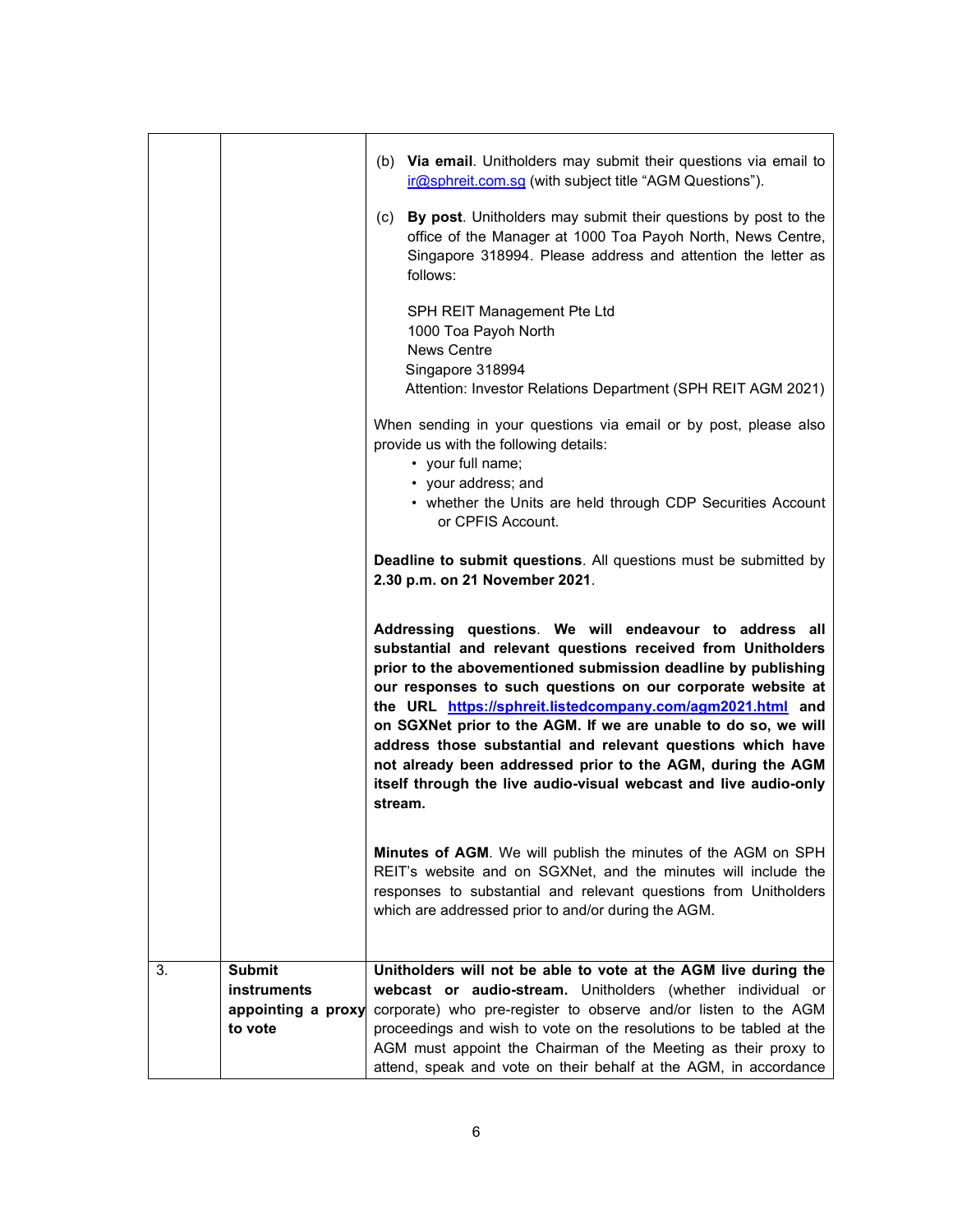| | | |
|---|---|---|
| | | (b) **Via email**. Unitholders may submit their questions via email to ir@sphreit.com.sg (with subject title "AGM Questions").<br><br>(c) **By post**. Unitholders may submit their questions by post to the office of the Manager at 1000 Toa Payoh North, News Centre, Singapore 318994. Please address and attention the letter as follows:<br><br>SPH REIT Management Pte Ltd<br>1000 Toa Payoh North<br>News Centre<br>Singapore 318994<br>Attention: Investor Relations Department (SPH REIT AGM 2021)<br><br>When sending in your questions via email or by post, please also provide us with the following details:<br>• your full name;<br>• your address; and<br>• whether the Units are held through CDP Securities Account or CPFIS Account.<br><br>**Deadline to submit questions**. All questions must be submitted by **2.30 p.m. on 21 November 2021**.<br><br>**Addressing questions. We will endeavour to address all substantial and relevant questions received from Unitholders prior to the abovementioned submission deadline by publishing our responses to such questions on our corporate website at the URL https://sphreit.listedcompany.com/agm2021.html and on SGXNet prior to the AGM. If we are unable to do so, we will address those substantial and relevant questions which have not already been addressed prior to the AGM, during the AGM itself through the live audio-visual webcast and live audio-only stream.**<br><br>**Minutes of AGM**. We will publish the minutes of the AGM on SPH REIT's website and on SGXNet, and the minutes will include the responses to substantial and relevant questions from Unitholders which are addressed prior to and/or during the AGM. |
| 3. | **Submit instruments appointing a proxy to vote** | **Unitholders will not be able to vote at the AGM live during the webcast or audio-stream.** Unitholders (whether individual or corporate) who pre-register to observe and/or listen to the AGM proceedings and wish to vote on the resolutions to be tabled at the AGM must appoint the Chairman of the Meeting as their proxy to attend, speak and vote on their behalf at the AGM, in accordance |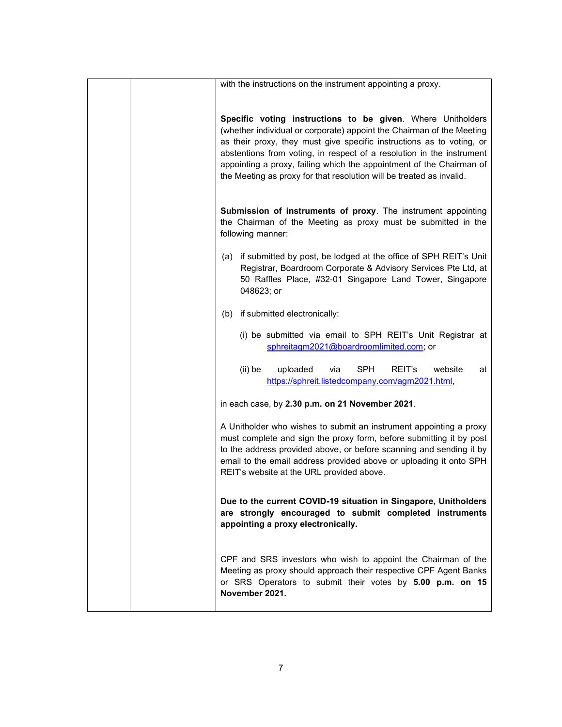| | | with the instructions on the instrument appointing a proxy.<br><br>**Specific voting instructions to be given**. Where Unitholders (whether individual or corporate) appoint the Chairman of the Meeting as their proxy, they must give specific instructions as to voting, or abstentions from voting, in respect of a resolution in the instrument appointing a proxy, failing which the appointment of the Chairman of the Meeting as proxy for that resolution will be treated as invalid.<br><br>**Submission of instruments of proxy**. The instrument appointing the Chairman of the Meeting as proxy must be submitted in the following manner:<br><br>(a) if submitted by post, be lodged at the office of SPH REIT's Unit Registrar, Boardroom Corporate & Advisory Services Pte Ltd, at 50 Raffles Place, #32-01 Singapore Land Tower, Singapore 048623; or<br><br>(b) if submitted electronically:<br><br>(i) be submitted via email to SPH REIT's Unit Registrar at sphreitagm2021@boardroomlimited.com; or<br><br>(ii) be uploaded via SPH REIT's website at https://sphreit.listedcompany.com/agm2021.html,<br><br>in each case, by **2.30 p.m. on 21 November 2021**.<br><br>A Unitholder who wishes to submit an instrument appointing a proxy must complete and sign the proxy form, before submitting it by post to the address provided above, or before scanning and sending it by email to the email address provided above or uploading it onto SPH REIT's website at the URL provided above.<br><br>**Due to the current COVID-19 situation in Singapore, Unitholders are strongly encouraged to submit completed instruments appointing a proxy electronically.**<br><br>CPF and SRS investors who wish to appoint the Chairman of the Meeting as proxy should approach their respective CPF Agent Banks or SRS Operators to submit their votes by **5.00 p.m. on 15 November 2021.** |
|---|---|---|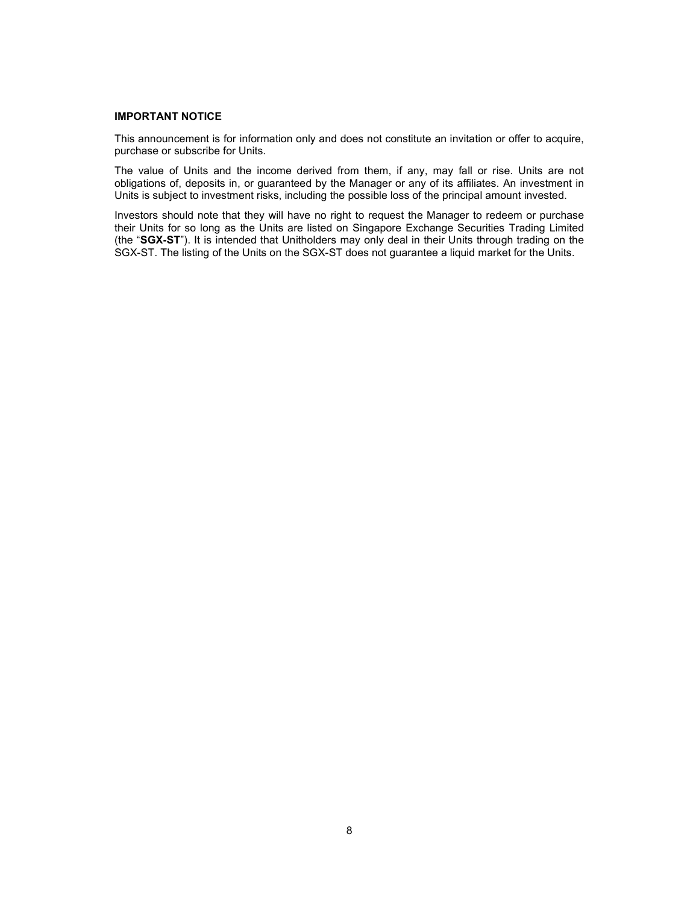**IMPORTANT NOTICE**

This announcement is for information only and does not constitute an invitation or offer to acquire, purchase or subscribe for Units.

The value of Units and the income derived from them, if any, may fall or rise. Units are not obligations of, deposits in, or guaranteed by the Manager or any of its affiliates. An investment in Units is subject to investment risks, including the possible loss of the principal amount invested.

Investors should note that they will have no right to request the Manager to redeem or purchase their Units for so long as the Units are listed on Singapore Exchange Securities Trading Limited (the "**SGX-ST**"). It is intended that Unitholders may only deal in their Units through trading on the SGX-ST. The listing of the Units on the SGX-ST does not guarantee a liquid market for the Units.